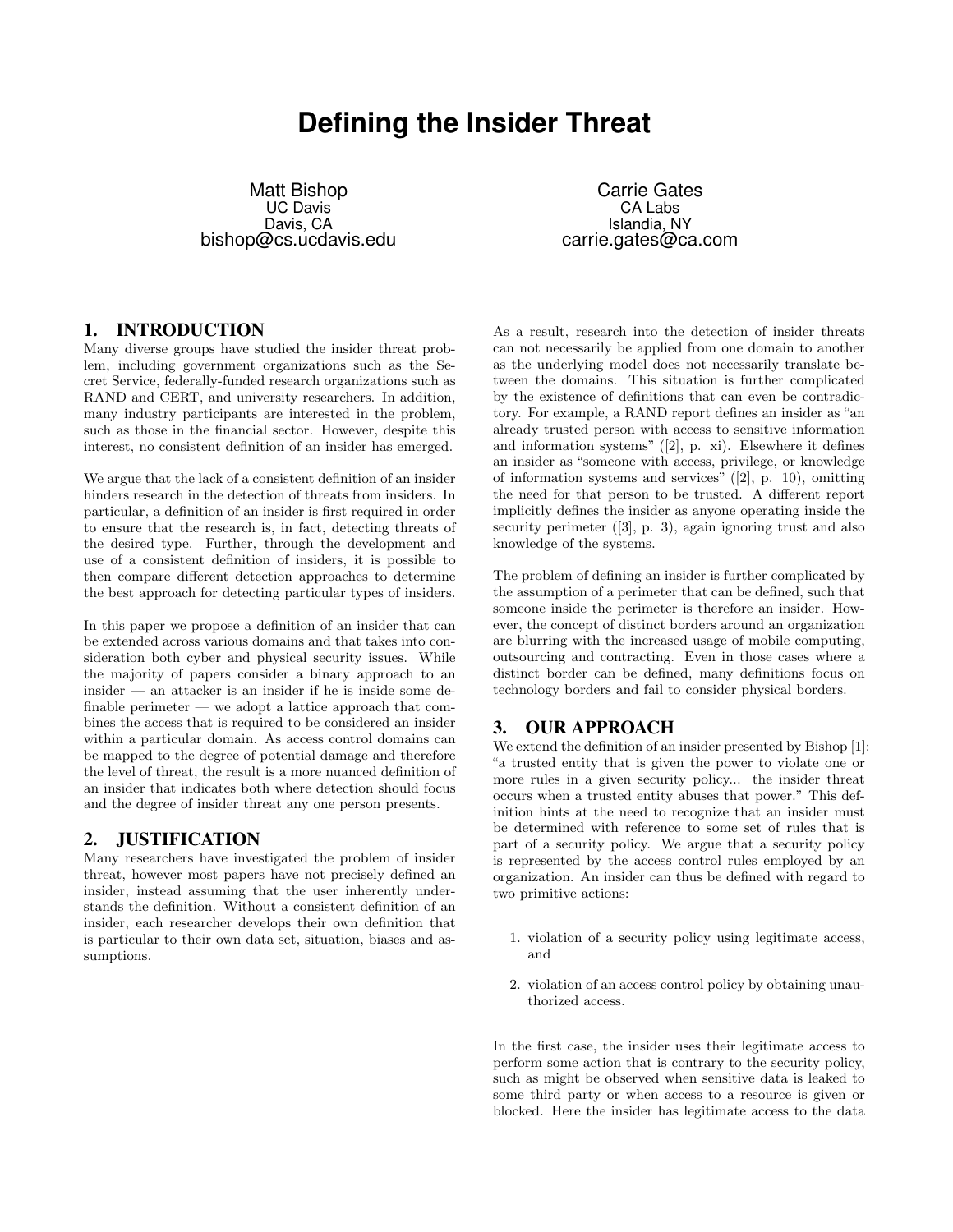# Defining the Insider Threat

Matt Bishop
UC Davis
Davis, CA
bishop@cs.ucdavis.edu

Carrie Gates
CA Labs
Islandia, NY
carrie.gates@ca.com

## 1. INTRODUCTION

Many diverse groups have studied the insider threat problem, including government organizations such as the Secret Service, federally-funded research organizations such as RAND and CERT, and university researchers. In addition, many industry participants are interested in the problem, such as those in the financial sector. However, despite this interest, no consistent definition of an insider has emerged.

We argue that the lack of a consistent definition of an insider hinders research in the detection of threats from insiders. In particular, a definition of an insider is first required in order to ensure that the research is, in fact, detecting threats of the desired type. Further, through the development and use of a consistent definition of insiders, it is possible to then compare different detection approaches to determine the best approach for detecting particular types of insiders.

In this paper we propose a definition of an insider that can be extended across various domains and that takes into consideration both cyber and physical security issues. While the majority of papers consider a binary approach to an insider — an attacker is an insider if he is inside some definable perimeter — we adopt a lattice approach that combines the access that is required to be considered an insider within a particular domain. As access control domains can be mapped to the degree of potential damage and therefore the level of threat, the result is a more nuanced definition of an insider that indicates both where detection should focus and the degree of insider threat any one person presents.

## 2. JUSTIFICATION

Many researchers have investigated the problem of insider threat, however most papers have not precisely defined an insider, instead assuming that the user inherently understands the definition. Without a consistent definition of an insider, each researcher develops their own definition that is particular to their own data set, situation, biases and assumptions.

As a result, research into the detection of insider threats can not necessarily be applied from one domain to another as the underlying model does not necessarily translate between the domains. This situation is further complicated by the existence of definitions that can even be contradictory. For example, a RAND report defines an insider as "an already trusted person with access to sensitive information and information systems" ([2], p. xi). Elsewhere it defines an insider as "someone with access, privilege, or knowledge of information systems and services" ([2], p. 10), omitting the need for that person to be trusted. A different report implicitly defines the insider as anyone operating inside the security perimeter ([3], p. 3), again ignoring trust and also knowledge of the systems.

The problem of defining an insider is further complicated by the assumption of a perimeter that can be defined, such that someone inside the perimeter is therefore an insider. However, the concept of distinct borders around an organization are blurring with the increased usage of mobile computing, outsourcing and contracting. Even in those cases where a distinct border can be defined, many definitions focus on technology borders and fail to consider physical borders.

## 3. OUR APPROACH

We extend the definition of an insider presented by Bishop [1]: "a trusted entity that is given the power to violate one or more rules in a given security policy... the insider threat occurs when a trusted entity abuses that power." This definition hints at the need to recognize that an insider must be determined with reference to some set of rules that is part of a security policy. We argue that a security policy is represented by the access control rules employed by an organization. An insider can thus be defined with regard to two primitive actions:

1. violation of a security policy using legitimate access, and
2. violation of an access control policy by obtaining unauthorized access.

In the first case, the insider uses their legitimate access to perform some action that is contrary to the security policy, such as might be observed when sensitive data is leaked to some third party or when access to a resource is given or blocked. Here the insider has legitimate access to the data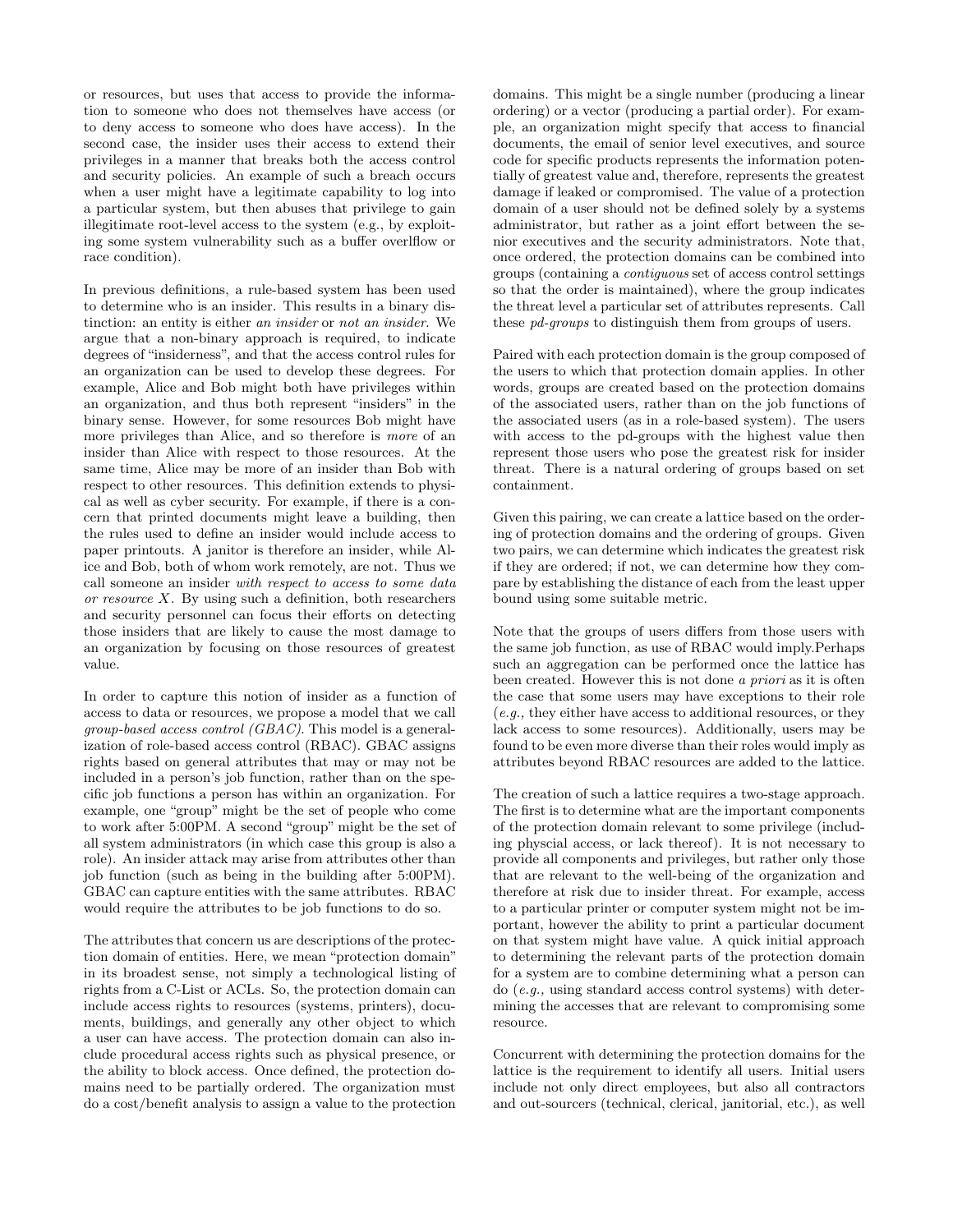or resources, but uses that access to provide the information to someone who does not themselves have access (or to deny access to someone who does have access). In the second case, the insider uses their access to extend their privileges in a manner that breaks both the access control and security policies. An example of such a breach occurs when a user might have a legitimate capability to log into a particular system, but then abuses that privilege to gain illegitimate root-level access to the system (e.g., by exploiting some system vulnerability such as a buffer overflow or race condition).

In previous definitions, a rule-based system has been used to determine who is an insider. This results in a binary distinction: an entity is either *an insider* or *not an insider*. We argue that a non-binary approach is required, to indicate degrees of "insiderness", and that the access control rules for an organization can be used to develop these degrees. For example, Alice and Bob might both have privileges within an organization, and thus both represent "insiders" in the binary sense. However, for some resources Bob might have more privileges than Alice, and so therefore is *more* of an insider than Alice with respect to those resources. At the same time, Alice may be more of an insider than Bob with respect to other resources. This definition extends to physical as well as cyber security. For example, if there is a concern that printed documents might leave a building, then the rules used to define an insider would include access to paper printouts. A janitor is therefore an insider, while Alice and Bob, both of whom work remotely, are not. Thus we call someone an insider *with respect to access to some data or resource X*. By using such a definition, both researchers and security personnel can focus their efforts on detecting those insiders that are likely to cause the most damage to an organization by focusing on those resources of greatest value.

In order to capture this notion of insider as a function of access to data or resources, we propose a model that we call *group-based access control (GBAC)*. This model is a generalization of role-based access control (RBAC). GBAC assigns rights based on general attributes that may or may not be included in a person's job function, rather than on the specific job functions a person has within an organization. For example, one "group" might be the set of people who come to work after 5:00PM. A second "group" might be the set of all system administrators (in which case this group is also a role). An insider attack may arise from attributes other than job function (such as being in the building after 5:00PM). GBAC can capture entities with the same attributes. RBAC would require the attributes to be job functions to do so.

The attributes that concern us are descriptions of the protection domain of entities. Here, we mean "protection domain" in its broadest sense, not simply a technological listing of rights from a C-List or ACLs. So, the protection domain can include access rights to resources (systems, printers), documents, buildings, and generally any other object to which a user can have access. The protection domain can also include procedural access rights such as physical presence, or the ability to block access. Once defined, the protection domains need to be partially ordered. The organization must do a cost/benefit analysis to assign a value to the protection domains. This might be a single number (producing a linear ordering) or a vector (producing a partial order). For example, an organization might specify that access to financial documents, the email of senior level executives, and source code for specific products represents the information potentially of greatest value and, therefore, represents the greatest damage if leaked or compromised. The value of a protection domain of a user should not be defined solely by a systems administrator, but rather as a joint effort between the senior executives and the security administrators. Note that, once ordered, the protection domains can be combined into groups (containing a *contiguous* set of access control settings so that the order is maintained), where the group indicates the threat level a particular set of attributes represents. Call these *pd-groups* to distinguish them from groups of users.

Paired with each protection domain is the group composed of the users to which that protection domain applies. In other words, groups are created based on the protection domains of the associated users, rather than on the job functions of the associated users (as in a role-based system). The users with access to the pd-groups with the highest value then represent those users who pose the greatest risk for insider threat. There is a natural ordering of groups based on set containment.

Given this pairing, we can create a lattice based on the ordering of protection domains and the ordering of groups. Given two pairs, we can determine which indicates the greatest risk if they are ordered; if not, we can determine how they compare by establishing the distance of each from the least upper bound using some suitable metric.

Note that the groups of users differs from those users with the same job function, as use of RBAC would imply.Perhaps such an aggregation can be performed once the lattice has been created. However this is not done *a priori* as it is often the case that some users may have exceptions to their role (*e.g.,* they either have access to additional resources, or they lack access to some resources). Additionally, users may be found to be even more diverse than their roles would imply as attributes beyond RBAC resources are added to the lattice.

The creation of such a lattice requires a two-stage approach. The first is to determine what are the important components of the protection domain relevant to some privilege (including physcial access, or lack thereof). It is not necessary to provide all components and privileges, but rather only those that are relevant to the well-being of the organization and therefore at risk due to insider threat. For example, access to a particular printer or computer system might not be important, however the ability to print a particular document on that system might have value. A quick initial approach to determining the relevant parts of the protection domain for a system are to combine determining what a person can do (*e.g.,* using standard access control systems) with determining the accesses that are relevant to compromising some resource.

Concurrent with determining the protection domains for the lattice is the requirement to identify all users. Initial users include not only direct employees, but also all contractors and out-sourcers (technical, clerical, janitorial, etc.), as well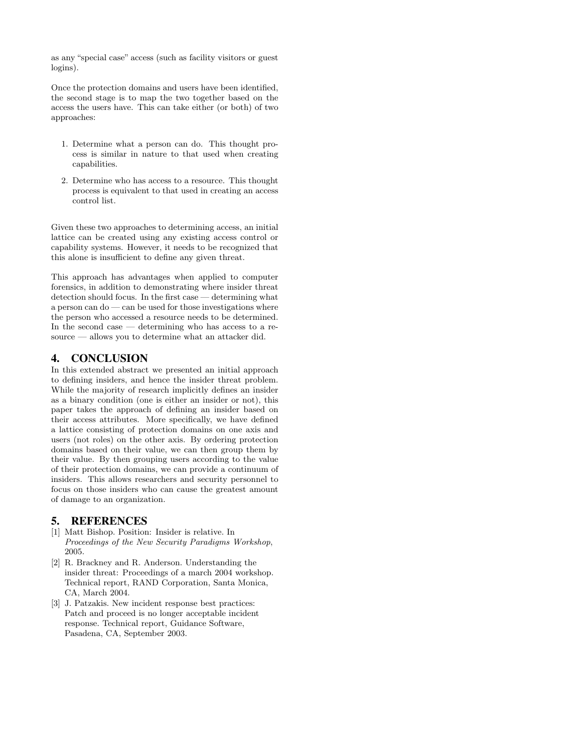as any "special case" access (such as facility visitors or guest logins).

Once the protection domains and users have been identified, the second stage is to map the two together based on the access the users have. This can take either (or both) of two approaches:

1. Determine what a person can do. This thought process is similar in nature to that used when creating capabilities.
2. Determine who has access to a resource. This thought process is equivalent to that used in creating an access control list.

Given these two approaches to determining access, an initial lattice can be created using any existing access control or capability systems. However, it needs to be recognized that this alone is insufficient to define any given threat.

This approach has advantages when applied to computer forensics, in addition to demonstrating where insider threat detection should focus. In the first case — determining what a person can do — can be used for those investigations where the person who accessed a resource needs to be determined. In the second case — determining who has access to a resource — allows you to determine what an attacker did.

## 4. CONCLUSION

In this extended abstract we presented an initial approach to defining insiders, and hence the insider threat problem. While the majority of research implicitly defines an insider as a binary condition (one is either an insider or not), this paper takes the approach of defining an insider based on their access attributes. More specifically, we have defined a lattice consisting of protection domains on one axis and users (not roles) on the other axis. By ordering protection domains based on their value, we can then group them by their value. By then grouping users according to the value of their protection domains, we can provide a continuum of insiders. This allows researchers and security personnel to focus on those insiders who can cause the greatest amount of damage to an organization.

## 5. REFERENCES

[1] Matt Bishop. Position: Insider is relative. In *Proceedings of the New Security Paradigms Workshop*, 2005.

[2] R. Brackney and R. Anderson. Understanding the insider threat: Proceedings of a march 2004 workshop. Technical report, RAND Corporation, Santa Monica, CA, March 2004.

[3] J. Patzakis. New incident response best practices: Patch and proceed is no longer acceptable incident response. Technical report, Guidance Software, Pasadena, CA, September 2003.